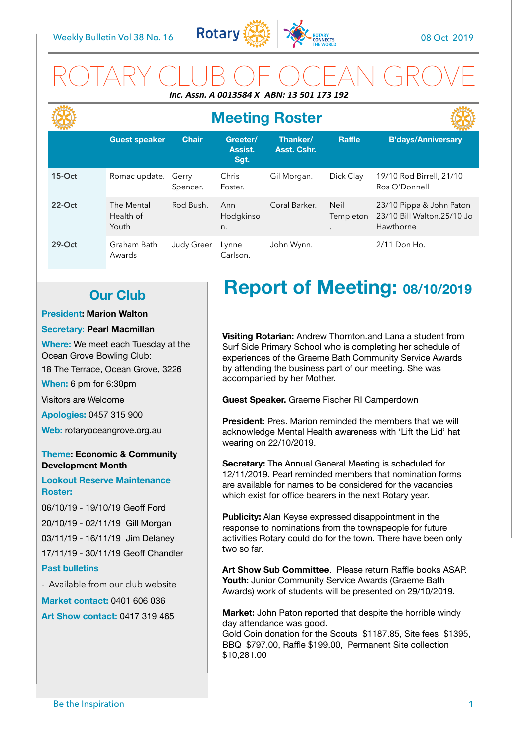Weekly Bulletin Vol 38 No. 16 — 08 Oct 2019

# ROTARY CLUB OF OCEAN GROVE

***Inc. Assn. A 0013584 X ABN: 13 501 173 192***

## Meeting Roster

| | Guest speaker | Chair | Greeter/ Assist. Sgt. | Thanker/ Asst. Cshr. | Raffle | B'days/Anniversary |
|---|---|---|---|---|---|---|
| 15-Oct | Romac update. | Gerry Spencer. | Chris Foster. | Gil Morgan. | Dick Clay | 19/10 Rod Birrell, 21/10 Ros O'Donnell |
| 22-Oct | The Mental Health of Youth | Rod Bush. | Ann Hodgkinson. | Coral Barker. | Neil Templeton. | 23/10 Pippa & John Paton 23/10 Bill Walton.25/10 Jo Hawthorne |
| 29-Oct | Graham Bath Awards | Judy Greer | Lynne Carlson. | John Wynn. | | 2/11 Don Ho. |

## Our Club

**President: Marion Walton**

**Secretary: Pearl Macmillan**

**Where:** We meet each Tuesday at the Ocean Grove Bowling Club:
18 The Terrace, Ocean Grove, 3226

**When:** 6 pm for 6:30pm

Visitors are Welcome

**Apologies:** 0457 315 900

**Web:** rotaryoceangrove.org.au

**Theme: Economic & Community Development Month**

**Lookout Reserve Maintenance Roster:**

06/10/19 - 19/10/19 Geoff Ford
20/10/19 - 02/11/19 Gill Morgan
03/11/19 - 16/11/19 Jim Delaney
17/11/19 - 30/11/19 Geoff Chandler

**Past bulletins**

- Available from our club website

**Market contact:** 0401 606 036

**Art Show contact:** 0417 319 465

## Report of Meeting: 08/10/2019

**Visiting Rotarian:** Andrew Thornton.and Lana a student from Surf Side Primary School who is completing her schedule of experiences of the Graeme Bath Community Service Awards by attending the business part of our meeting. She was accompanied by her Mother.

**Guest Speaker.** Graeme Fischer RI Camperdown

**President:** Pres. Marion reminded the members that we will acknowledge Mental Health awareness with 'Lift the Lid' hat wearing on 22/10/2019.

**Secretary:** The Annual General Meeting is scheduled for 12/11/2019. Pearl reminded members that nomination forms are available for names to be considered for the vacancies which exist for office bearers in the next Rotary year.

**Publicity:** Alan Keyse expressed disappointment in the response to nominations from the townspeople for future activities Rotary could do for the town. There have been only two so far.

**Art Show Sub Committee**. Please return Raffle books ASAP.
**Youth:** Junior Community Service Awards (Graeme Bath Awards) work of students will be presented on 29/10/2019.

**Market:** John Paton reported that despite the horrible windy day attendance was good.
Gold Coin donation for the Scouts $1187.85, Site fees $1395, BBQ $797.00, Raffle $199.00, Permanent Site collection $10,281.00

Be the Inspiration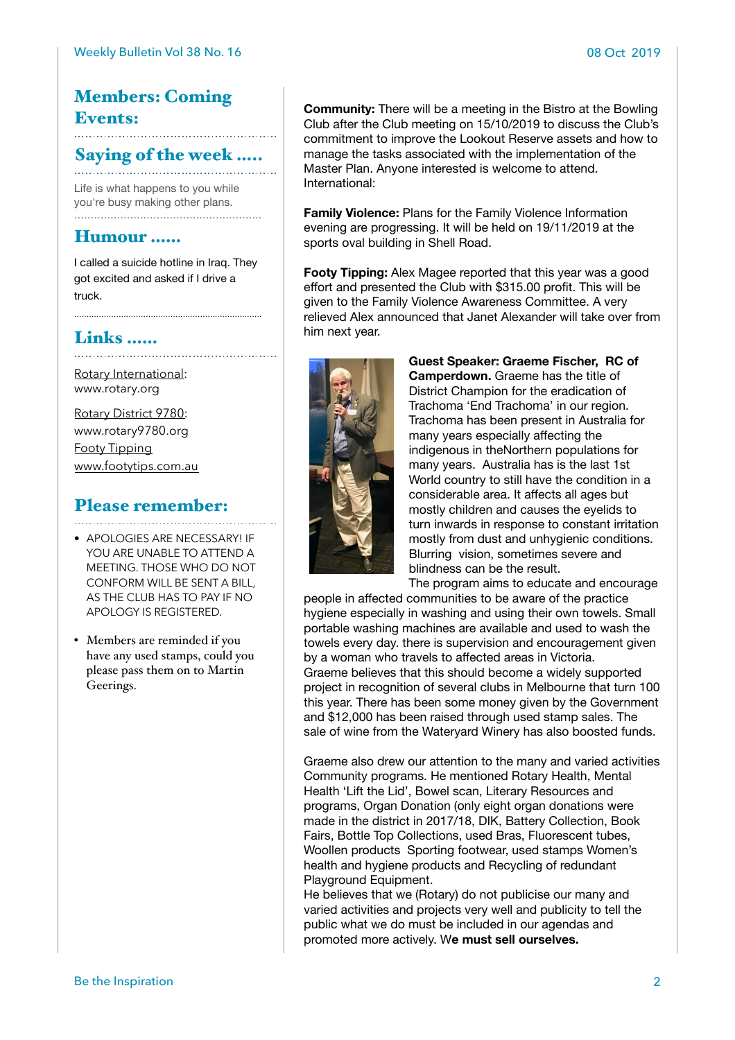## Members: Coming Events:

## Saying of the week .....

Life is what happens to you while you're busy making other plans.

## Humour ......

I called a suicide hotline in Iraq. They got excited and asked if I drive a truck.

## Links ......

Rotary International: www.rotary.org

Rotary District 9780: www.rotary9780.org

Footy Tipping www.footytips.com.au

## Please remember:

- APOLOGIES ARE NECESSARY! IF YOU ARE UNABLE TO ATTEND A MEETING. THOSE WHO DO NOT CONFORM WILL BE SENT A BILL, AS THE CLUB HAS TO PAY IF NO APOLOGY IS REGISTERED.
- Members are reminded if you have any used stamps, could you please pass them on to Martin Geerings.

**Community:** There will be a meeting in the Bistro at the Bowling Club after the Club meeting on 15/10/2019 to discuss the Club's commitment to improve the Lookout Reserve assets and how to manage the tasks associated with the implementation of the Master Plan. Anyone interested is welcome to attend.
International:

**Family Violence:** Plans for the Family Violence Information evening are progressing. It will be held on 19/11/2019 at the sports oval building in Shell Road.

**Footy Tipping:** Alex Magee reported that this year was a good effort and presented the Club with $315.00 profit. This will be given to the Family Violence Awareness Committee. A very relieved Alex announced that Janet Alexander will take over from him next year.

**Guest Speaker: Graeme Fischer, RC of Camperdown.** Graeme has the title of District Champion for the eradication of Trachoma 'End Trachoma' in our region. Trachoma has been present in Australia for many years especially affecting the indigenous in theNorthern populations for many years. Australia has is the last 1st World country to still have the condition in a considerable area. It affects all ages but mostly children and causes the eyelids to turn inwards in response to constant irritation mostly from dust and unhygienic conditions. Blurring vision, sometimes severe and blindness can be the result.
The program aims to educate and encourage people in affected communities to be aware of the practice hygiene especially in washing and using their own towels. Small portable washing machines are available and used to wash the towels every day. there is supervision and encouragement given by a woman who travels to affected areas in Victoria.
Graeme believes that this should become a widely supported project in recognition of several clubs in Melbourne that turn 100 this year. There has been some money given by the Government and $12,000 has been raised through used stamp sales. The sale of wine from the Wateryard Winery has also boosted funds.

Graeme also drew our attention to the many and varied activities Community programs. He mentioned Rotary Health, Mental Health 'Lift the Lid', Bowel scan, Literary Resources and programs, Organ Donation (only eight organ donations were made in the district in 2017/18, DIK, Battery Collection, Book Fairs, Bottle Top Collections, used Bras, Fluorescent tubes, Woollen products Sporting footwear, used stamps Women's health and hygiene products and Recycling of redundant Playground Equipment.
He believes that we (Rotary) do not publicise our many and varied activities and projects very well and publicity to tell the public what we do must be included in our agendas and promoted more actively. W**e must sell ourselves.**